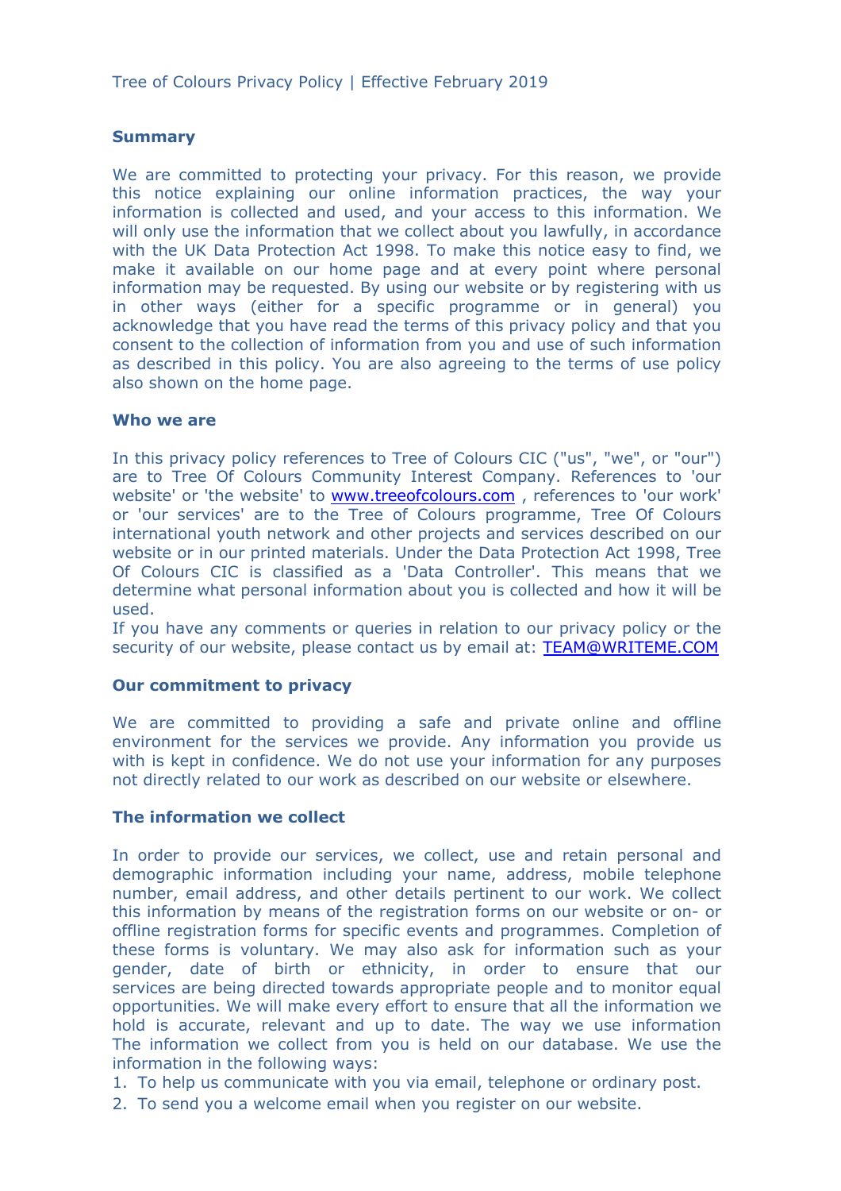Tree of Colours Privacy Policy | Effective February 2019

**Summary**

We are committed to protecting your privacy. For this reason, we provide this notice explaining our online information practices, the way your information is collected and used, and your access to this information. We will only use the information that we collect about you lawfully, in accordance with the UK Data Protection Act 1998. To make this notice easy to find, we make it available on our home page and at every point where personal information may be requested. By using our website or by registering with us in other ways (either for a specific programme or in general) you acknowledge that you have read the terms of this privacy policy and that you consent to the collection of information from you and use of such information as described in this policy. You are also agreeing to the terms of use policy also shown on the home page.

**Who we are**

In this privacy policy references to Tree of Colours CIC ("us", "we", or "our") are to Tree Of Colours Community Interest Company. References to 'our website' or 'the website' to www.treeofcolours.com , references to 'our work' or 'our services' are to the Tree of Colours programme, Tree Of Colours international youth network and other projects and services described on our website or in our printed materials. Under the Data Protection Act 1998, Tree Of Colours CIC is classified as a 'Data Controller'. This means that we determine what personal information about you is collected and how it will be used.
If you have any comments or queries in relation to our privacy policy or the security of our website, please contact us by email at: TEAM@WRITEME.COM

**Our commitment to privacy**

We are committed to providing a safe and private online and offline environment for the services we provide. Any information you provide us with is kept in confidence. We do not use your information for any purposes not directly related to our work as described on our website or elsewhere.

**The information we collect**

In order to provide our services, we collect, use and retain personal and demographic information including your name, address, mobile telephone number, email address, and other details pertinent to our work. We collect this information by means of the registration forms on our website or on- or offline registration forms for specific events and programmes. Completion of these forms is voluntary. We may also ask for information such as your gender, date of birth or ethnicity, in order to ensure that our services are being directed towards appropriate people and to monitor equal opportunities. We will make every effort to ensure that all the information we hold is accurate, relevant and up to date. The way we use information The information we collect from you is held on our database. We use the information in the following ways:

1. To help us communicate with you via email, telephone or ordinary post.
2. To send you a welcome email when you register on our website.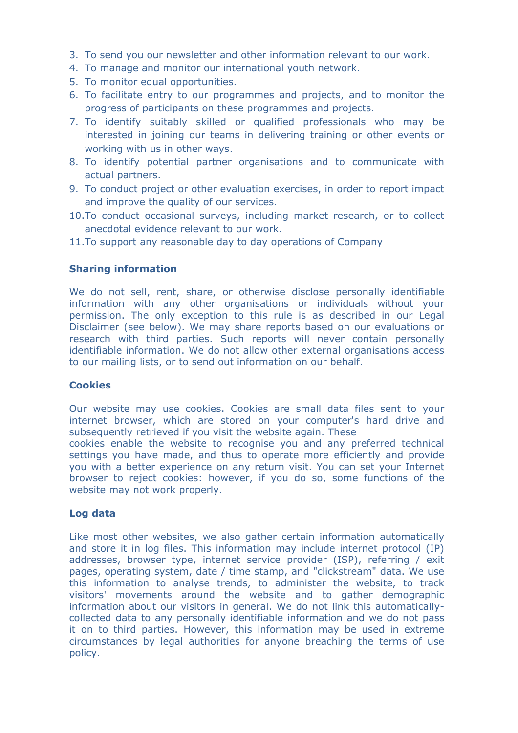3. To send you our newsletter and other information relevant to our work.
4. To manage and monitor our international youth network.
5. To monitor equal opportunities.
6. To facilitate entry to our programmes and projects, and to monitor the progress of participants on these programmes and projects.
7. To identify suitably skilled or qualified professionals who may be interested in joining our teams in delivering training or other events or working with us in other ways.
8. To identify potential partner organisations and to communicate with actual partners.
9. To conduct project or other evaluation exercises, in order to report impact and improve the quality of our services.
10. To conduct occasional surveys, including market research, or to collect anecdotal evidence relevant to our work.
11. To support any reasonable day to day operations of Company

**Sharing information**

We do not sell, rent, share, or otherwise disclose personally identifiable information with any other organisations or individuals without your permission. The only exception to this rule is as described in our Legal Disclaimer (see below). We may share reports based on our evaluations or research with third parties. Such reports will never contain personally identifiable information. We do not allow other external organisations access to our mailing lists, or to send out information on our behalf.

**Cookies**

Our website may use cookies. Cookies are small data files sent to your internet browser, which are stored on your computer's hard drive and subsequently retrieved if you visit the website again. These cookies enable the website to recognise you and any preferred technical settings you have made, and thus to operate more efficiently and provide you with a better experience on any return visit. You can set your Internet browser to reject cookies: however, if you do so, some functions of the website may not work properly.

**Log data**

Like most other websites, we also gather certain information automatically and store it in log files. This information may include internet protocol (IP) addresses, browser type, internet service provider (ISP), referring / exit pages, operating system, date / time stamp, and "clickstream" data. We use this information to analyse trends, to administer the website, to track visitors' movements around the website and to gather demographic information about our visitors in general. We do not link this automatically-collected data to any personally identifiable information and we do not pass it on to third parties. However, this information may be used in extreme circumstances by legal authorities for anyone breaching the terms of use policy.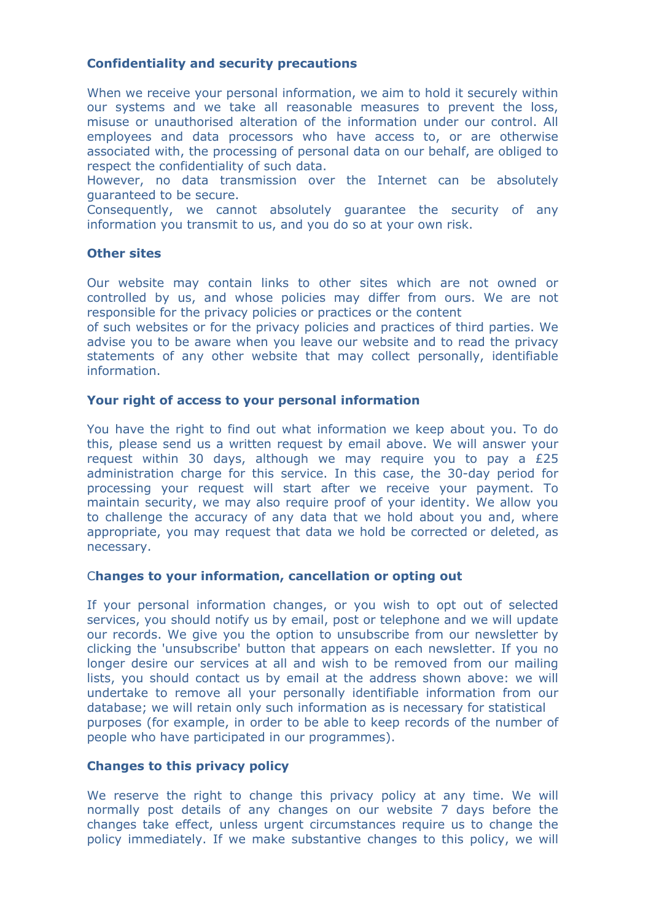**Confidentiality and security precautions**

When we receive your personal information, we aim to hold it securely within our systems and we take all reasonable measures to prevent the loss, misuse or unauthorised alteration of the information under our control. All employees and data processors who have access to, or are otherwise associated with, the processing of personal data on our behalf, are obliged to respect the confidentiality of such data.
However, no data transmission over the Internet can be absolutely guaranteed to be secure.
Consequently, we cannot absolutely guarantee the security of any information you transmit to us, and you do so at your own risk.

**Other sites**

Our website may contain links to other sites which are not owned or controlled by us, and whose policies may differ from ours. We are not responsible for the privacy policies or practices or the content of such websites or for the privacy policies and practices of third parties. We advise you to be aware when you leave our website and to read the privacy statements of any other website that may collect personally, identifiable information.

**Your right of access to your personal information**

You have the right to find out what information we keep about you. To do this, please send us a written request by email above. We will answer your request within 30 days, although we may require you to pay a £25 administration charge for this service. In this case, the 30-day period for processing your request will start after we receive your payment. To maintain security, we may also require proof of your identity. We allow you to challenge the accuracy of any data that we hold about you and, where appropriate, you may request that data we hold be corrected or deleted, as necessary.

C**hanges to your information, cancellation or opting out**

If your personal information changes, or you wish to opt out of selected services, you should notify us by email, post or telephone and we will update our records. We give you the option to unsubscribe from our newsletter by clicking the 'unsubscribe' button that appears on each newsletter. If you no longer desire our services at all and wish to be removed from our mailing lists, you should contact us by email at the address shown above: we will undertake to remove all your personally identifiable information from our database; we will retain only such information as is necessary for statistical purposes (for example, in order to be able to keep records of the number of people who have participated in our programmes).

**Changes to this privacy policy**

We reserve the right to change this privacy policy at any time. We will normally post details of any changes on our website 7 days before the changes take effect, unless urgent circumstances require us to change the policy immediately. If we make substantive changes to this policy, we will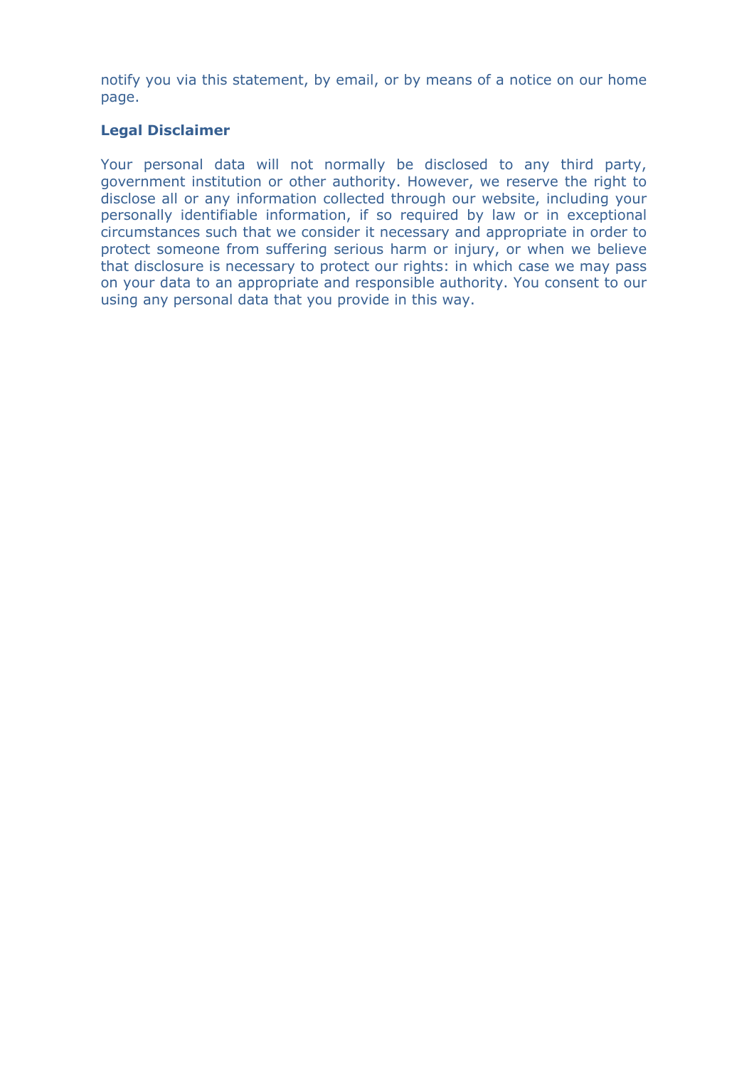notify you via this statement, by email, or by means of a notice on our home page.

**Legal Disclaimer**

Your personal data will not normally be disclosed to any third party, government institution or other authority. However, we reserve the right to disclose all or any information collected through our website, including your personally identifiable information, if so required by law or in exceptional circumstances such that we consider it necessary and appropriate in order to protect someone from suffering serious harm or injury, or when we believe that disclosure is necessary to protect our rights: in which case we may pass on your data to an appropriate and responsible authority. You consent to our using any personal data that you provide in this way.